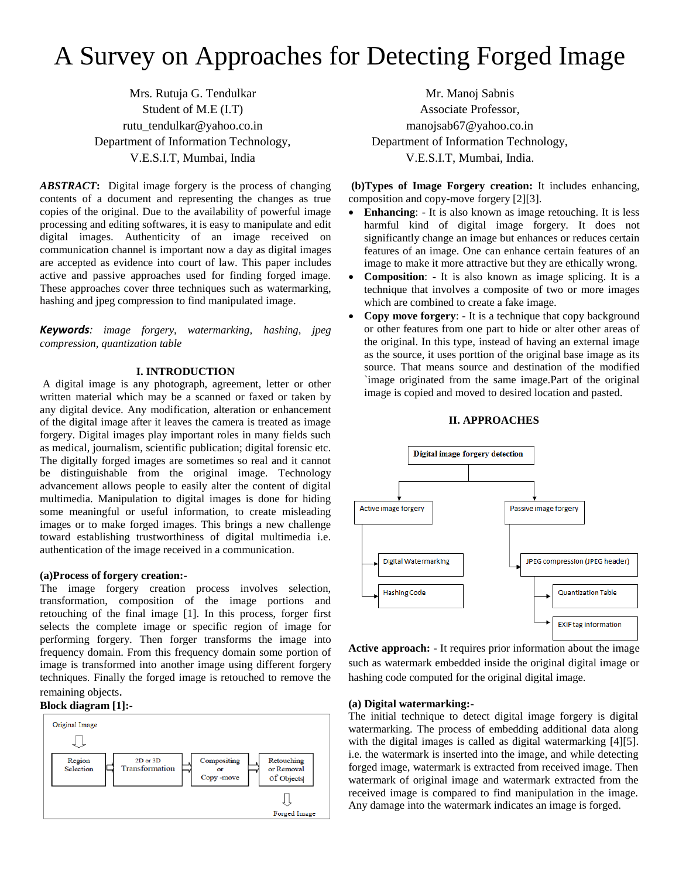# A Survey on Approaches for Detecting Forged Image

Mrs. Rutuja G. Tendulkar
Student of M.E (I.T)
rutu_tendulkar@yahoo.co.in
Department of Information Technology,
V.E.S.I.T, Mumbai, India

Mr. Manoj Sabnis
Associate Professor,
manojsab67@yahoo.co.in
Department of Information Technology,
V.E.S.I.T, Mumbai, India.

***ABSTRACT*:** Digital image forgery is the process of changing contents of a document and representing the changes as true copies of the original. Due to the availability of powerful image processing and editing softwares, it is easy to manipulate and edit digital images. Authenticity of an image received on communication channel is important now a day as digital images are accepted as evidence into court of law. This paper includes active and passive approaches used for finding forged image. These approaches cover three techniques such as watermarking, hashing and jpeg compression to find manipulated image.

***Keywords***: *image forgery, watermarking, hashing, jpeg compression, quantization table*

## I. INTRODUCTION

A digital image is any photograph, agreement, letter or other written material which may be a scanned or faxed or taken by any digital device. Any modification, alteration or enhancement of the digital image after it leaves the camera is treated as image forgery. Digital images play important roles in many fields such as medical, journalism, scientific publication; digital forensic etc. The digitally forged images are sometimes so real and it cannot be distinguishable from the original image. Technology advancement allows people to easily alter the content of digital multimedia. Manipulation to digital images is done for hiding some meaningful or useful information, to create misleading images or to make forged images. This brings a new challenge toward establishing trustworthiness of digital multimedia i.e. authentication of the image received in a communication.

**(a)Process of forgery creation:-**

The image forgery creation process involves selection, transformation, composition of the image portions and retouching of the final image [1]. In this process, forger first selects the complete image or specific region of image for performing forgery. Then forger transforms the image into frequency domain. From this frequency domain some portion of image is transformed into another image using different forgery techniques. Finally the forged image is retouched to remove the remaining objects.

**Block diagram [1]:-**

Original Image → Region Selection → 2D or 3D Transformation → Compositing or Copy -move → Retouching or Removal of Objects → Forged Image

**(b)Types of Image Forgery creation:** It includes enhancing, composition and copy-move forgery [2][3].

- **Enhancing**: - It is also known as image retouching. It is less harmful kind of digital image forgery. It does not significantly change an image but enhances or reduces certain features of an image. One can enhance certain features of an image to make it more attractive but they are ethically wrong.
- **Composition**: - It is also known as image splicing. It is a technique that involves a composite of two or more images which are combined to create a fake image.
- **Copy move forgery**: - It is a technique that copy background or other features from one part to hide or alter other areas of the original. In this type, instead of having an external image as the source, it uses portion of the original base image as its source. That means source and destination of the modified `image originated from the same image.Part of the original image is copied and moved to desired location and pasted.

## II. APPROACHES

- Digital image forgery detection
  - Active image forgery
    - Digital Watermarking
    - Hashing Code
  - Passive image forgery
    - JPEG compression (JPEG header)
      - Quantization Table
      - EXIF tag information

**Active approach: -** It requires prior information about the image such as watermark embedded inside the original digital image or hashing code computed for the original digital image.

**(a) Digital watermarking:-**

The initial technique to detect digital image forgery is digital watermarking. The process of embedding additional data along with the digital images is called as digital watermarking [4][5]. i.e. the watermark is inserted into the image, and while detecting forged image, watermark is extracted from received image. Then watermark of original image and watermark extracted from the received image is compared to find manipulation in the image. Any damage into the watermark indicates an image is forged.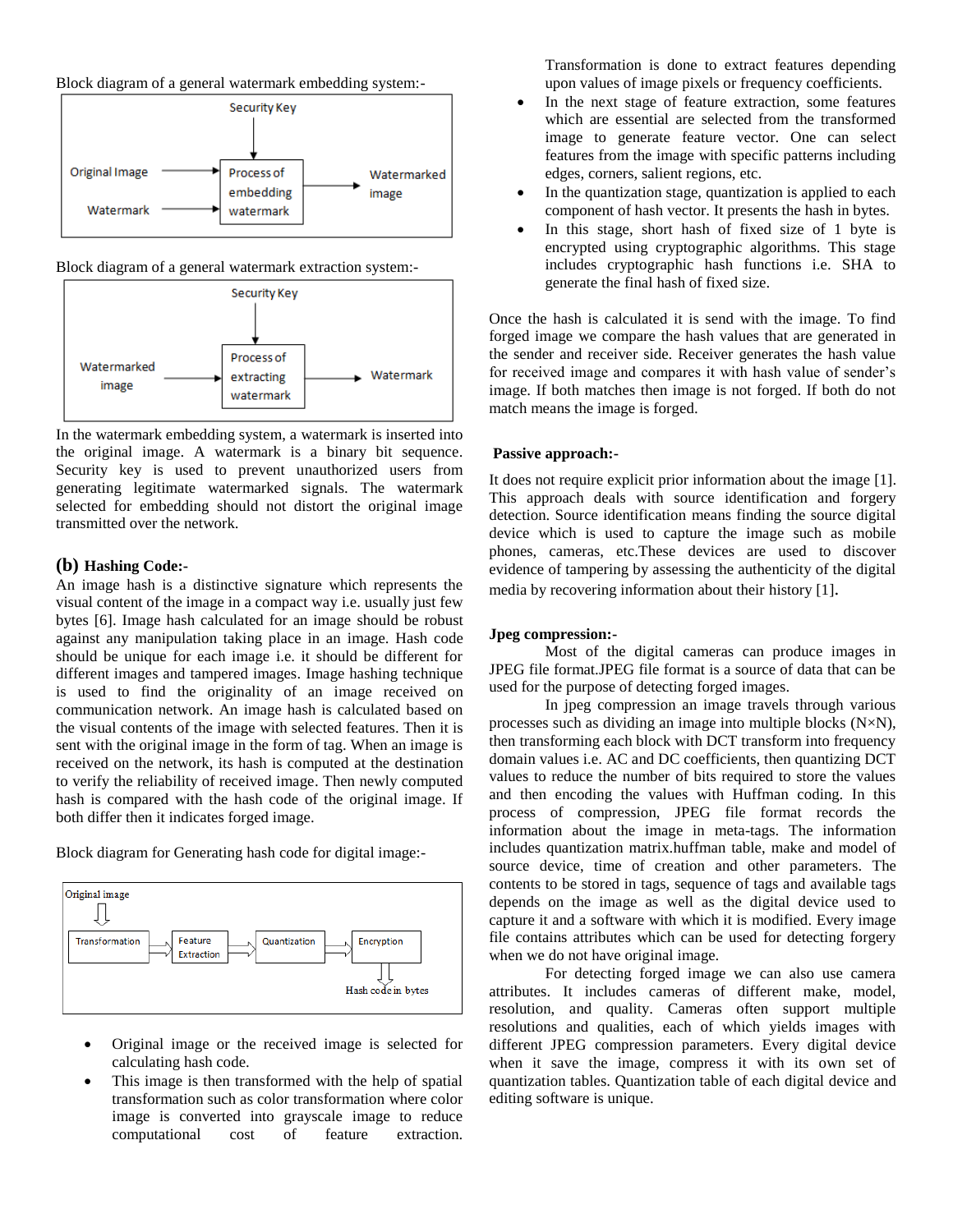Block diagram of a general watermark embedding system:-

Security Key

Original Image → Process of embedding watermark → Watermarked image

Watermark →

Block diagram of a general watermark extraction system:-

Security Key

Watermarked image → Process of extracting watermark → Watermark

In the watermark embedding system, a watermark is inserted into the original image. A watermark is a binary bit sequence. Security key is used to prevent unauthorized users from generating legitimate watermarked signals. The watermark selected for embedding should not distort the original image transmitted over the network.

### (b) Hashing Code:-

An image hash is a distinctive signature which represents the visual content of the image in a compact way i.e. usually just few bytes [6]. Image hash calculated for an image should be robust against any manipulation taking place in an image. Hash code should be unique for each image i.e. it should be different for different images and tampered images. Image hashing technique is used to find the originality of an image received on communication network. An image hash is calculated based on the visual contents of the image with selected features. Then it is sent with the original image in the form of tag. When an image is received on the network, its hash is computed at the destination to verify the reliability of received image. Then newly computed hash is compared with the hash code of the original image. If both differ then it indicates forged image.

Block diagram for Generating hash code for digital image:-

Original image

Transformation → Feature Extraction → Quantization → Encryption

Hash code in bytes

- Original image or the received image is selected for calculating hash code.
- This image is then transformed with the help of spatial transformation such as color transformation where color image is converted into grayscale image to reduce computational cost of feature extraction. Transformation is done to extract features depending upon values of image pixels or frequency coefficients.
- In the next stage of feature extraction, some features which are essential are selected from the transformed image to generate feature vector. One can select features from the image with specific patterns including edges, corners, salient regions, etc.
- In the quantization stage, quantization is applied to each component of hash vector. It presents the hash in bytes.
- In this stage, short hash of fixed size of 1 byte is encrypted using cryptographic algorithms. This stage includes cryptographic hash functions i.e. SHA to generate the final hash of fixed size.

Once the hash is calculated it is send with the image. To find forged image we compare the hash values that are generated in the sender and receiver side. Receiver generates the hash value for received image and compares it with hash value of sender's image. If both matches then image is not forged. If both do not match means the image is forged.

### Passive approach:-

It does not require explicit prior information about the image [1]. This approach deals with source identification and forgery detection. Source identification means finding the source digital device which is used to capture the image such as mobile phones, cameras, etc.These devices are used to discover evidence of tampering by assessing the authenticity of the digital media by recovering information about their history [1].

### Jpeg compression:-

Most of the digital cameras can produce images in JPEG file format.JPEG file format is a source of data that can be used for the purpose of detecting forged images.

In jpeg compression an image travels through various processes such as dividing an image into multiple blocks (N×N), then transforming each block with DCT transform into frequency domain values i.e. AC and DC coefficients, then quantizing DCT values to reduce the number of bits required to store the values and then encoding the values with Huffman coding. In this process of compression, JPEG file format records the information about the image in meta-tags. The information includes quantization matrix.huffman table, make and model of source device, time of creation and other parameters. The contents to be stored in tags, sequence of tags and available tags depends on the image as well as the digital device used to capture it and a software with which it is modified. Every image file contains attributes which can be used for detecting forgery when we do not have original image.

For detecting forged image we can also use camera attributes. It includes cameras of different make, model, resolution, and quality. Cameras often support multiple resolutions and qualities, each of which yields images with different JPEG compression parameters. Every digital device when it save the image, compress it with its own set of quantization tables. Quantization table of each digital device and editing software is unique.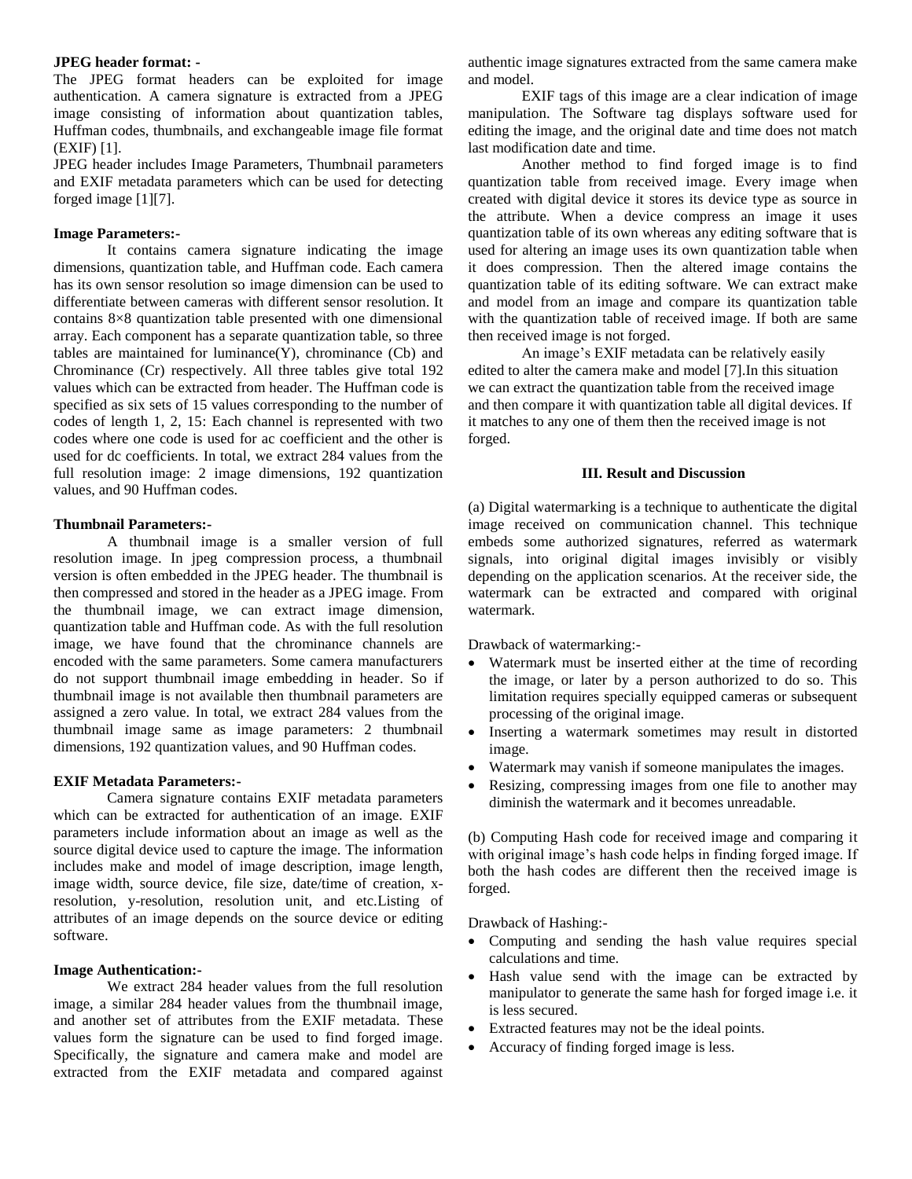**JPEG header format: -**

The JPEG format headers can be exploited for image authentication. A camera signature is extracted from a JPEG image consisting of information about quantization tables, Huffman codes, thumbnails, and exchangeable image file format (EXIF) [1].

JPEG header includes Image Parameters, Thumbnail parameters and EXIF metadata parameters which can be used for detecting forged image [1][7].

**Image Parameters:-**

It contains camera signature indicating the image dimensions, quantization table, and Huffman code. Each camera has its own sensor resolution so image dimension can be used to differentiate between cameras with different sensor resolution. It contains 8×8 quantization table presented with one dimensional array. Each component has a separate quantization table, so three tables are maintained for luminance(Y), chrominance (Cb) and Chrominance (Cr) respectively. All three tables give total 192 values which can be extracted from header. The Huffman code is specified as six sets of 15 values corresponding to the number of codes of length 1, 2, 15: Each channel is represented with two codes where one code is used for ac coefficient and the other is used for dc coefficients. In total, we extract 284 values from the full resolution image: 2 image dimensions, 192 quantization values, and 90 Huffman codes.

**Thumbnail Parameters:-**

A thumbnail image is a smaller version of full resolution image. In jpeg compression process, a thumbnail version is often embedded in the JPEG header. The thumbnail is then compressed and stored in the header as a JPEG image. From the thumbnail image, we can extract image dimension, quantization table and Huffman code. As with the full resolution image, we have found that the chrominance channels are encoded with the same parameters. Some camera manufacturers do not support thumbnail image embedding in header. So if thumbnail image is not available then thumbnail parameters are assigned a zero value. In total, we extract 284 values from the thumbnail image same as image parameters: 2 thumbnail dimensions, 192 quantization values, and 90 Huffman codes.

**EXIF Metadata Parameters:-**

Camera signature contains EXIF metadata parameters which can be extracted for authentication of an image. EXIF parameters include information about an image as well as the source digital device used to capture the image. The information includes make and model of image description, image length, image width, source device, file size, date/time of creation, x-resolution, y-resolution, resolution unit, and etc.Listing of attributes of an image depends on the source device or editing software.

**Image Authentication:-**

We extract 284 header values from the full resolution image, a similar 284 header values from the thumbnail image, and another set of attributes from the EXIF metadata. These values form the signature can be used to find forged image. Specifically, the signature and camera make and model are extracted from the EXIF metadata and compared against authentic image signatures extracted from the same camera make and model.

EXIF tags of this image are a clear indication of image manipulation. The Software tag displays software used for editing the image, and the original date and time does not match last modification date and time.

Another method to find forged image is to find quantization table from received image. Every image when created with digital device it stores its device type as source in the attribute. When a device compress an image it uses quantization table of its own whereas any editing software that is used for altering an image uses its own quantization table when it does compression. Then the altered image contains the quantization table of its editing software. We can extract make and model from an image and compare its quantization table with the quantization table of received image. If both are same then received image is not forged.

An image's EXIF metadata can be relatively easily edited to alter the camera make and model [7].In this situation we can extract the quantization table from the received image and then compare it with quantization table all digital devices. If it matches to any one of them then the received image is not forged.

## III. Result and Discussion

(a) Digital watermarking is a technique to authenticate the digital image received on communication channel. This technique embeds some authorized signatures, referred as watermark signals, into original digital images invisibly or visibly depending on the application scenarios. At the receiver side, the watermark can be extracted and compared with original watermark.

Drawback of watermarking:-

- Watermark must be inserted either at the time of recording the image, or later by a person authorized to do so. This limitation requires specially equipped cameras or subsequent processing of the original image.
- Inserting a watermark sometimes may result in distorted image.
- Watermark may vanish if someone manipulates the images.
- Resizing, compressing images from one file to another may diminish the watermark and it becomes unreadable.

(b) Computing Hash code for received image and comparing it with original image's hash code helps in finding forged image. If both the hash codes are different then the received image is forged.

Drawback of Hashing:-

- Computing and sending the hash value requires special calculations and time.
- Hash value send with the image can be extracted by manipulator to generate the same hash for forged image i.e. it is less secured.
- Extracted features may not be the ideal points.
- Accuracy of finding forged image is less.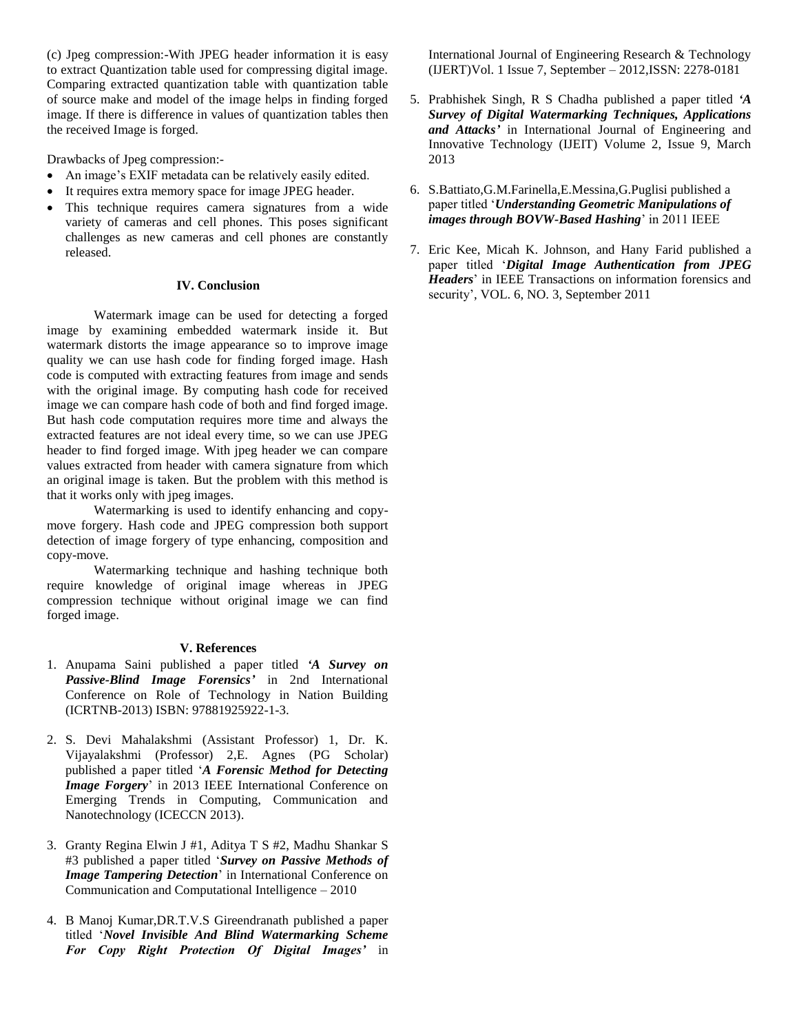(c) Jpeg compression:-With JPEG header information it is easy to extract Quantization table used for compressing digital image. Comparing extracted quantization table with quantization table of source make and model of the image helps in finding forged image. If there is difference in values of quantization tables then the received Image is forged.

Drawbacks of Jpeg compression:-

- An image's EXIF metadata can be relatively easily edited.
- It requires extra memory space for image JPEG header.
- This technique requires camera signatures from a wide variety of cameras and cell phones. This poses significant challenges as new cameras and cell phones are constantly released.

## IV. Conclusion

Watermark image can be used for detecting a forged image by examining embedded watermark inside it. But watermark distorts the image appearance so to improve image quality we can use hash code for finding forged image. Hash code is computed with extracting features from image and sends with the original image. By computing hash code for received image we can compare hash code of both and find forged image. But hash code computation requires more time and always the extracted features are not ideal every time, so we can use JPEG header to find forged image. With jpeg header we can compare values extracted from header with camera signature from which an original image is taken. But the problem with this method is that it works only with jpeg images.

Watermarking is used to identify enhancing and copy-move forgery. Hash code and JPEG compression both support detection of image forgery of type enhancing, composition and copy-move.

Watermarking technique and hashing technique both require knowledge of original image whereas in JPEG compression technique without original image we can find forged image.

## V. References

1. Anupama Saini published a paper titled ***'A Survey on Passive-Blind Image Forensics'*** in 2nd International Conference on Role of Technology in Nation Building (ICRTNB-2013) ISBN: 97881925922-1-3.

2. S. Devi Mahalakshmi (Assistant Professor) 1, Dr. K. Vijayalakshmi (Professor) 2,E. Agnes (PG Scholar) published a paper titled '***A Forensic Method for Detecting Image Forgery***' in 2013 IEEE International Conference on Emerging Trends in Computing, Communication and Nanotechnology (ICECCN 2013).

3. Granty Regina Elwin J #1, Aditya T S #2, Madhu Shankar S #3 published a paper titled '***Survey on Passive Methods of Image Tampering Detection***' in International Conference on Communication and Computational Intelligence – 2010

4. B Manoj Kumar,DR.T.V.S Gireendranath published a paper titled '***Novel Invisible And Blind Watermarking Scheme For Copy Right Protection Of Digital Images'*** in International Journal of Engineering Research & Technology (IJERT)Vol. 1 Issue 7, September – 2012,ISSN: 2278-0181

5. Prabhishek Singh, R S Chadha published a paper titled ***'A Survey of Digital Watermarking Techniques, Applications and Attacks'*** in International Journal of Engineering and Innovative Technology (IJEIT) Volume 2, Issue 9, March 2013

6. S.Battiato,G.M.Farinella,E.Messina,G.Puglisi published a paper titled '***Understanding Geometric Manipulations of images through BOVW-Based Hashing***' in 2011 IEEE

7. Eric Kee, Micah K. Johnson, and Hany Farid published a paper titled '***Digital Image Authentication from JPEG Headers***' in IEEE Transactions on information forensics and security', VOL. 6, NO. 3, September 2011